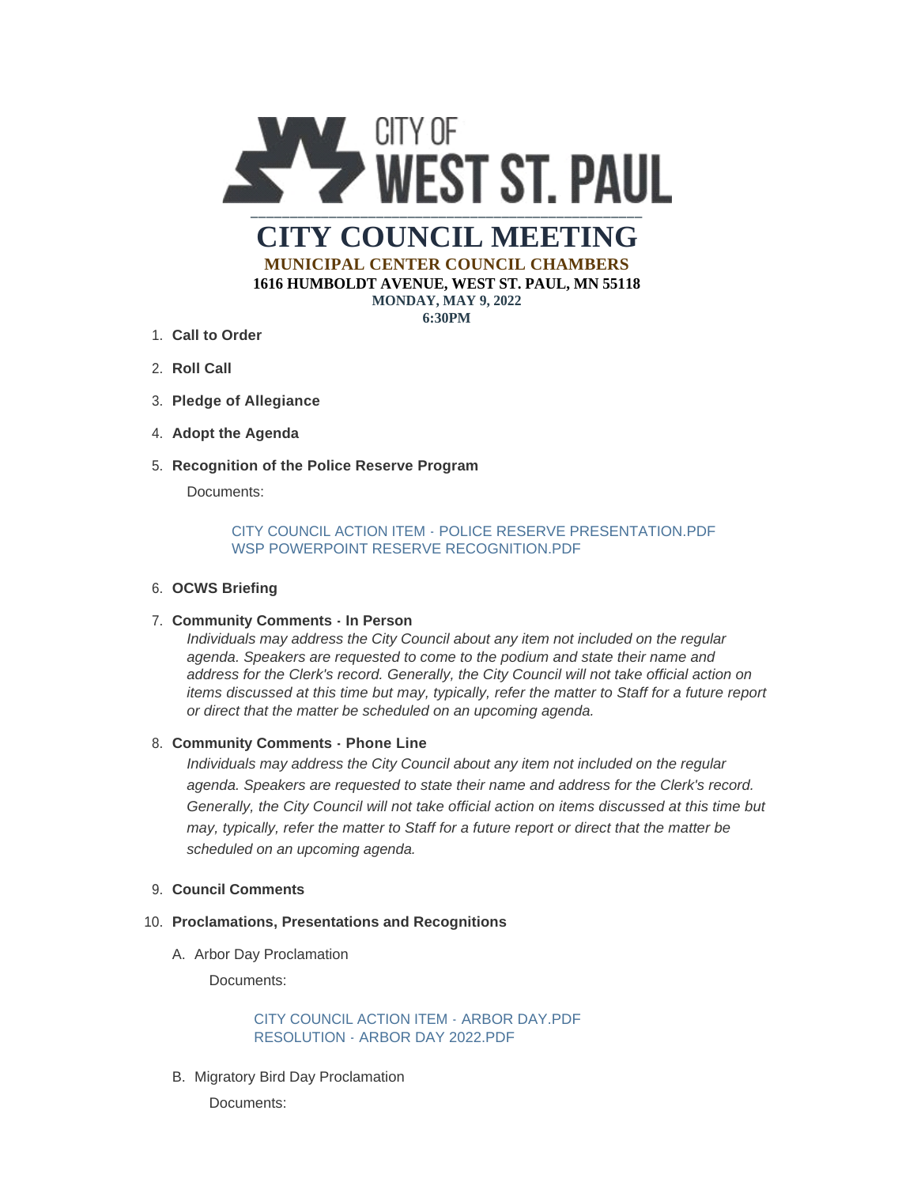CITY OF WEST ST. PAUL

# CITY COUNCIL MEETING

**MUNICIPAL CENTER COUNCIL CHAMBERS**

**1616 HUMBOLDT AVENUE, WEST ST. PAUL, MN 55118**

**MONDAY, MAY 9, 2022**

**6:30PM**

1. **Call to Order**
2. **Roll Call**
3. **Pledge of Allegiance**
4. **Adopt the Agenda**
5. **Recognition of the Police Reserve Program**

   Documents:

   CITY COUNCIL ACTION ITEM - POLICE RESERVE PRESENTATION.PDF
   WSP POWERPOINT RESERVE RECOGNITION.PDF

6. **OCWS Briefing**
7. **Community Comments - In Person**

   *Individuals may address the City Council about any item not included on the regular agenda. Speakers are requested to come to the podium and state their name and address for the Clerk's record. Generally, the City Council will not take official action on items discussed at this time but may, typically, refer the matter to Staff for a future report or direct that the matter be scheduled on an upcoming agenda.*

8. **Community Comments - Phone Line**

   *Individuals may address the City Council about any item not included on the regular agenda. Speakers are requested to state their name and address for the Clerk's record. Generally, the City Council will not take official action on items discussed at this time but may, typically, refer the matter to Staff for a future report or direct that the matter be scheduled on an upcoming agenda.*

9. **Council Comments**
10. **Proclamations, Presentations and Recognitions**

    A. Arbor Day Proclamation

    Documents:

    CITY COUNCIL ACTION ITEM - ARBOR DAY.PDF
    RESOLUTION - ARBOR DAY 2022.PDF

    B. Migratory Bird Day Proclamation

    Documents: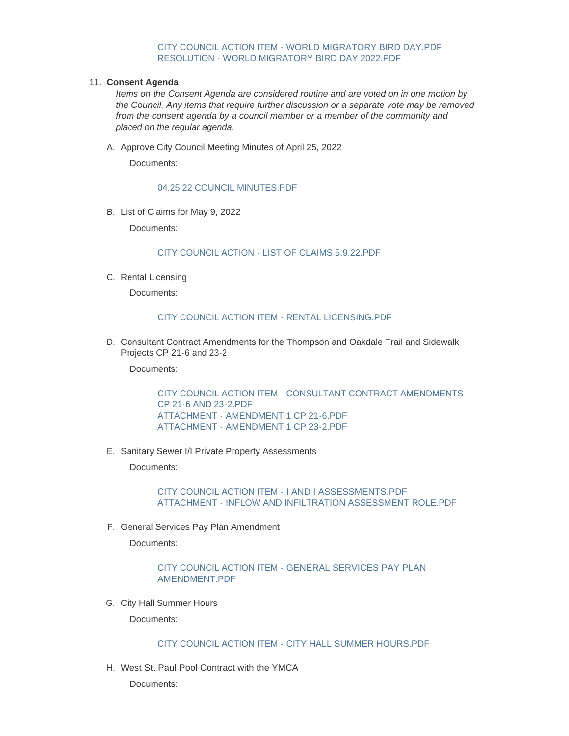CITY COUNCIL ACTION ITEM - WORLD MIGRATORY BIRD DAY.PDF
RESOLUTION - WORLD MIGRATORY BIRD DAY 2022.PDF

11. **Consent Agenda**

    *Items on the Consent Agenda are considered routine and are voted on in one motion by the Council. Any items that require further discussion or a separate vote may be removed from the consent agenda by a council member or a member of the community and placed on the regular agenda.*

    A. Approve City Council Meeting Minutes of April 25, 2022

    Documents:

    04.25.22 COUNCIL MINUTES.PDF

    B. List of Claims for May 9, 2022

    Documents:

    CITY COUNCIL ACTION - LIST OF CLAIMS 5.9.22.PDF

    C. Rental Licensing

    Documents:

    CITY COUNCIL ACTION ITEM - RENTAL LICENSING.PDF

    D. Consultant Contract Amendments for the Thompson and Oakdale Trail and Sidewalk Projects CP 21-6 and 23-2

    Documents:

    CITY COUNCIL ACTION ITEM - CONSULTANT CONTRACT AMENDMENTS CP 21-6 AND 23-2.PDF
    ATTACHMENT - AMENDMENT 1 CP 21-6.PDF
    ATTACHMENT - AMENDMENT 1 CP 23-2.PDF

    E. Sanitary Sewer I/I Private Property Assessments

    Documents:

    CITY COUNCIL ACTION ITEM - I AND I ASSESSMENTS.PDF
    ATTACHMENT - INFLOW AND INFILTRATION ASSESSMENT ROLE.PDF

    F. General Services Pay Plan Amendment

    Documents:

    CITY COUNCIL ACTION ITEM - GENERAL SERVICES PAY PLAN AMENDMENT.PDF

    G. City Hall Summer Hours

    Documents:

    CITY COUNCIL ACTION ITEM - CITY HALL SUMMER HOURS.PDF

    H. West St. Paul Pool Contract with the YMCA

    Documents: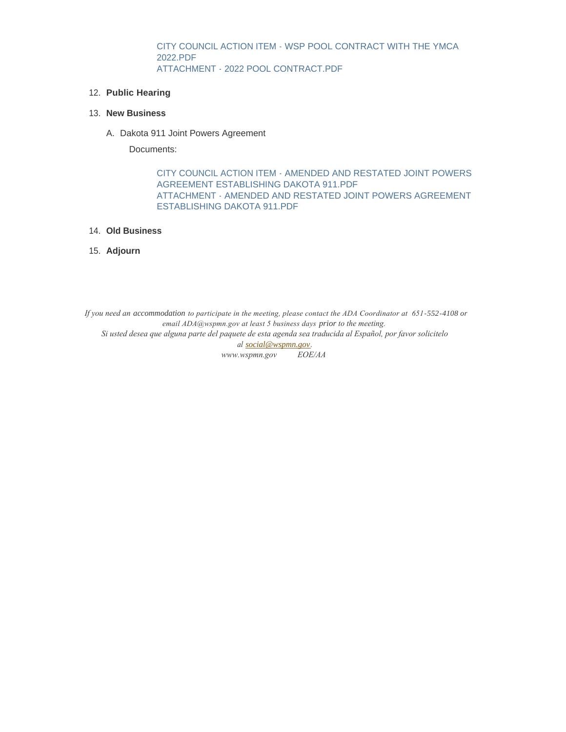CITY COUNCIL ACTION ITEM - WSP POOL CONTRACT WITH THE YMCA 2022.PDF
ATTACHMENT - 2022 POOL CONTRACT.PDF

12. **Public Hearing**

13. **New Business**

    A. Dakota 911 Joint Powers Agreement

    Documents:

    CITY COUNCIL ACTION ITEM - AMENDED AND RESTATED JOINT POWERS AGREEMENT ESTABLISHING DAKOTA 911.PDF
    ATTACHMENT - AMENDED AND RESTATED JOINT POWERS AGREEMENT ESTABLISHING DAKOTA 911.PDF

14. **Old Business**

15. **Adjourn**

*If you need an accommodation to participate in the meeting, please contact the ADA Coordinator at 651-552-4108 or email ADA@wspmn.gov at least 5 business days prior to the meeting.*
*Si usted desea que alguna parte del paquete de esta agenda sea traducida al Español, por favor solicitelo al social@wspmn.gov.*
*www.wspmn.gov EOE/AA*